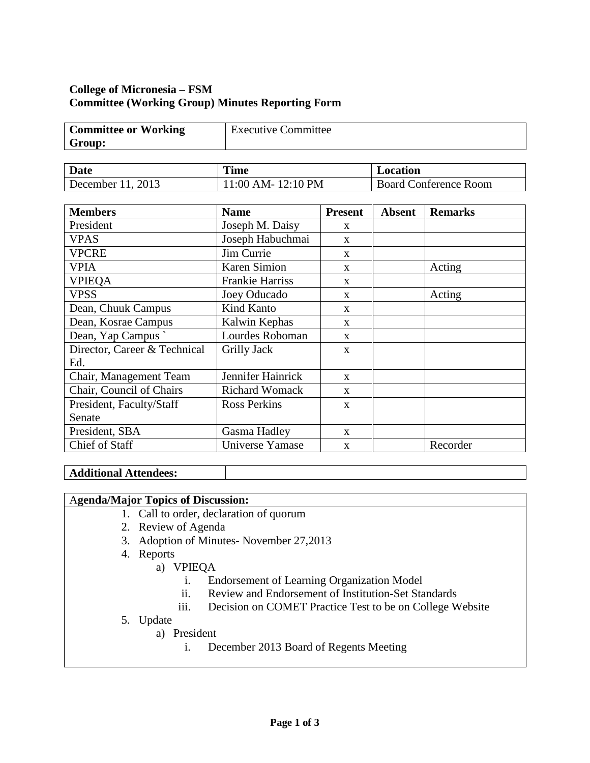**College of Micronesia – FSM**
**Committee (Working Group) Minutes Reporting Form**

| **Committee or Working Group:** | Executive Committee |
|---|---|

| **Date** | **Time** | **Location** |
|---|---|---|
| December 11, 2013 | 11:00 AM- 12:10 PM | Board Conference Room |

| **Members** | **Name** | **Present** | **Absent** | **Remarks** |
|---|---|---|---|---|
| President | Joseph M. Daisy | x | | |
| VPAS | Joseph Habuchmai | x | | |
| VPCRE | Jim Currie | x | | |
| VPIA | Karen Simion | x | | Acting |
| VPIEQA | Frankie Harriss | x | | |
| VPSS | Joey Oducado | x | | Acting |
| Dean, Chuuk Campus | Kind Kanto | x | | |
| Dean, Kosrae Campus | Kalwin Kephas | x | | |
| Dean, Yap Campus ` | Lourdes Roboman | x | | |
| Director, Career & Technical Ed. | Grilly Jack | x | | |
| Chair, Management Team | Jennifer Hainrick | x | | |
| Chair, Council of Chairs | Richard Womack | x | | |
| President, Faculty/Staff Senate | Ross Perkins | x | | |
| President, SBA | Gasma Hadley | x | | |
| Chief of Staff | Universe Yamase | x | | Recorder |

| **Additional Attendees:** | |
|---|---|

**Agenda/Major Topics of Discussion:**

1. Call to order, declaration of quorum
2. Review of Agenda
3. Adoption of Minutes- November 27,2013
4. Reports
   a) VPIEQA
      i. Endorsement of Learning Organization Model
      ii. Review and Endorsement of Institution-Set Standards
      iii. Decision on COMET Practice Test to be on College Website
5. Update
   a) President
      i. December 2013 Board of Regents Meeting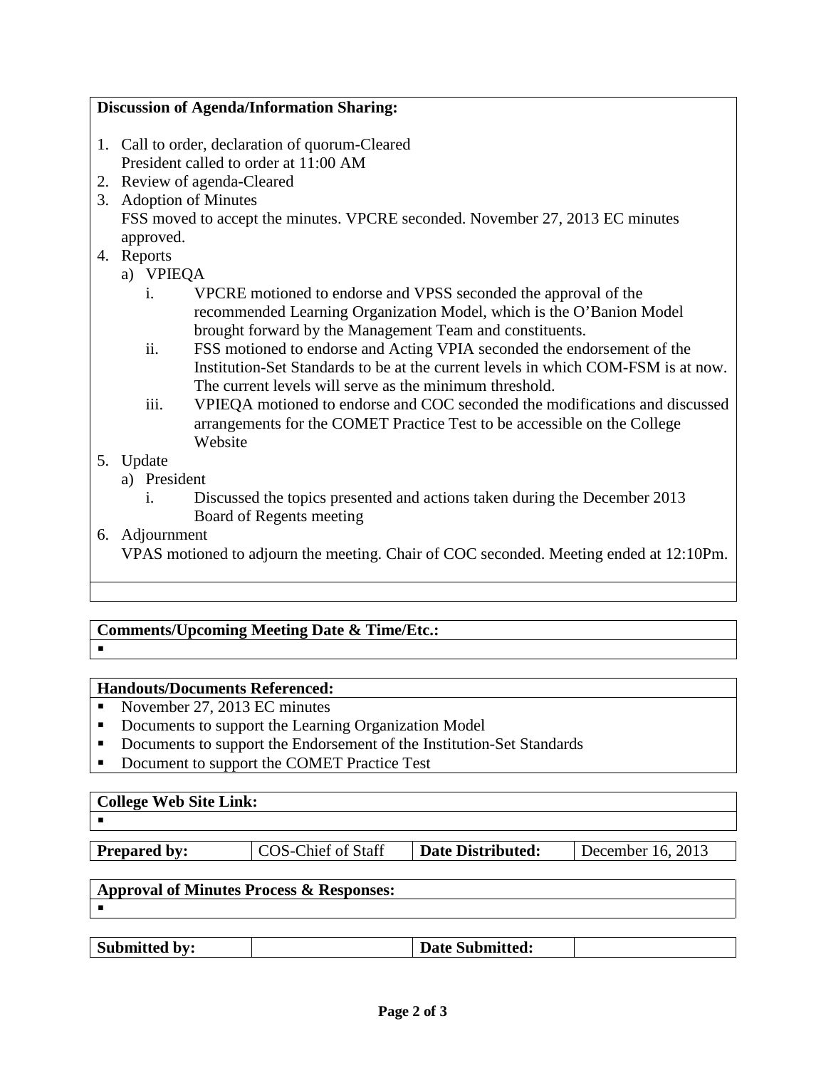**Discussion of Agenda/Information Sharing:**

1. Call to order, declaration of quorum-Cleared
   President called to order at 11:00 AM
2. Review of agenda-Cleared
3. Adoption of Minutes
   FSS moved to accept the minutes. VPCRE seconded. November 27, 2013 EC minutes approved.
4. Reports
   a) VPIEQA
      i. VPCRE motioned to endorse and VPSS seconded the approval of the recommended Learning Organization Model, which is the O'Banion Model brought forward by the Management Team and constituents.
      ii. FSS motioned to endorse and Acting VPIA seconded the endorsement of the Institution-Set Standards to be at the current levels in which COM-FSM is at now. The current levels will serve as the minimum threshold.
      iii. VPIEQA motioned to endorse and COC seconded the modifications and discussed arrangements for the COMET Practice Test to be accessible on the College Website
5. Update
   a) President
      i. Discussed the topics presented and actions taken during the December 2013 Board of Regents meeting
6. Adjournment
   VPAS motioned to adjourn the meeting. Chair of COC seconded. Meeting ended at 12:10Pm.

**Comments/Upcoming Meeting Date & Time/Etc.:**

-

**Handouts/Documents Referenced:**

- November 27, 2013 EC minutes
- Documents to support the Learning Organization Model
- Documents to support the Endorsement of the Institution-Set Standards
- Document to support the COMET Practice Test

**College Web Site Link:**

-

| **Prepared by:** | COS-Chief of Staff | **Date Distributed:** | December 16, 2013 |
|---|---|---|---|

**Approval of Minutes Process & Responses:**

-

| **Submitted by:** | | **Date Submitted:** | |
|---|---|---|---|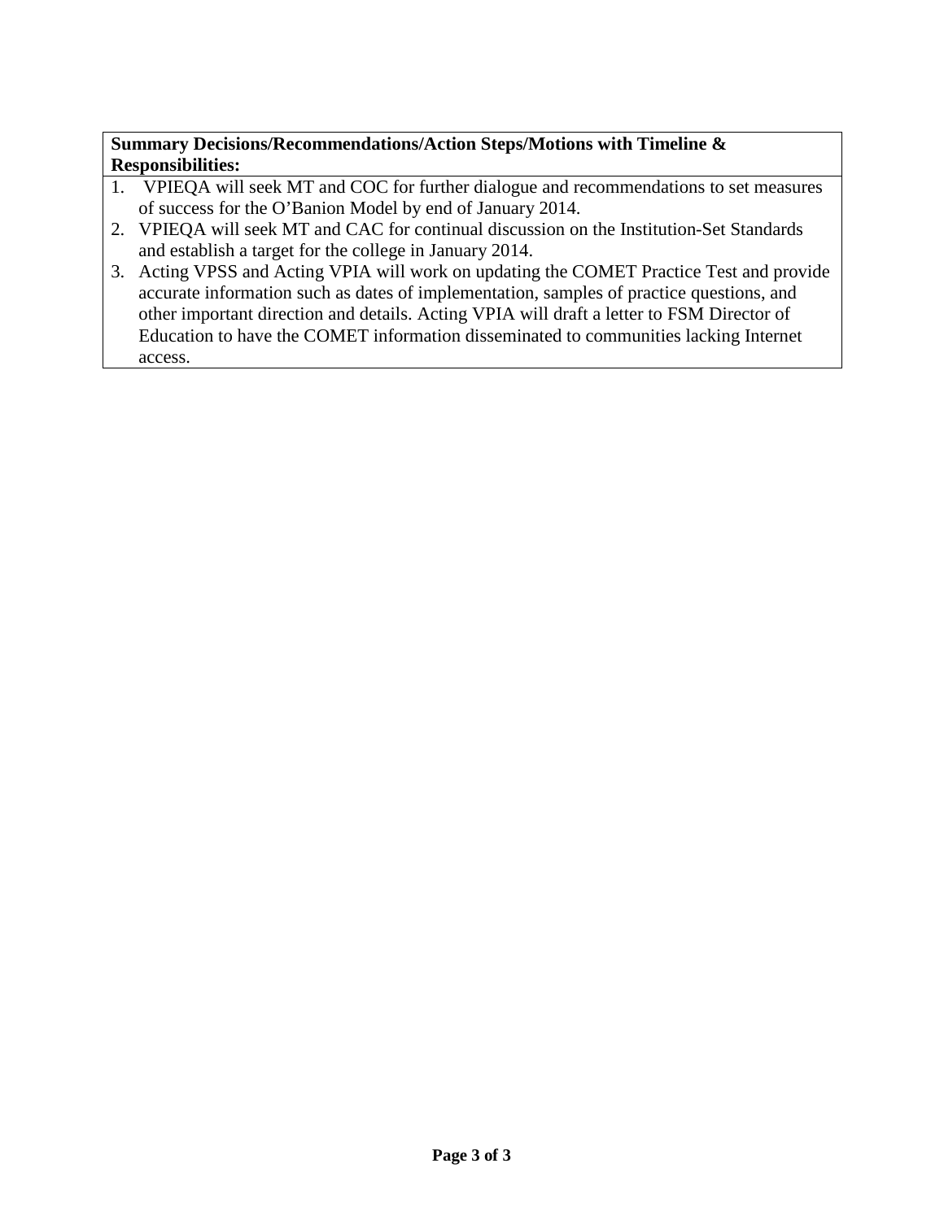**Summary Decisions/Recommendations/Action Steps/Motions with Timeline & Responsibilities:**

1. VPIEQA will seek MT and COC for further dialogue and recommendations to set measures of success for the O'Banion Model by end of January 2014.
2. VPIEQA will seek MT and CAC for continual discussion on the Institution-Set Standards and establish a target for the college in January 2014.
3. Acting VPSS and Acting VPIA will work on updating the COMET Practice Test and provide accurate information such as dates of implementation, samples of practice questions, and other important direction and details. Acting VPIA will draft a letter to FSM Director of Education to have the COMET information disseminated to communities lacking Internet access.